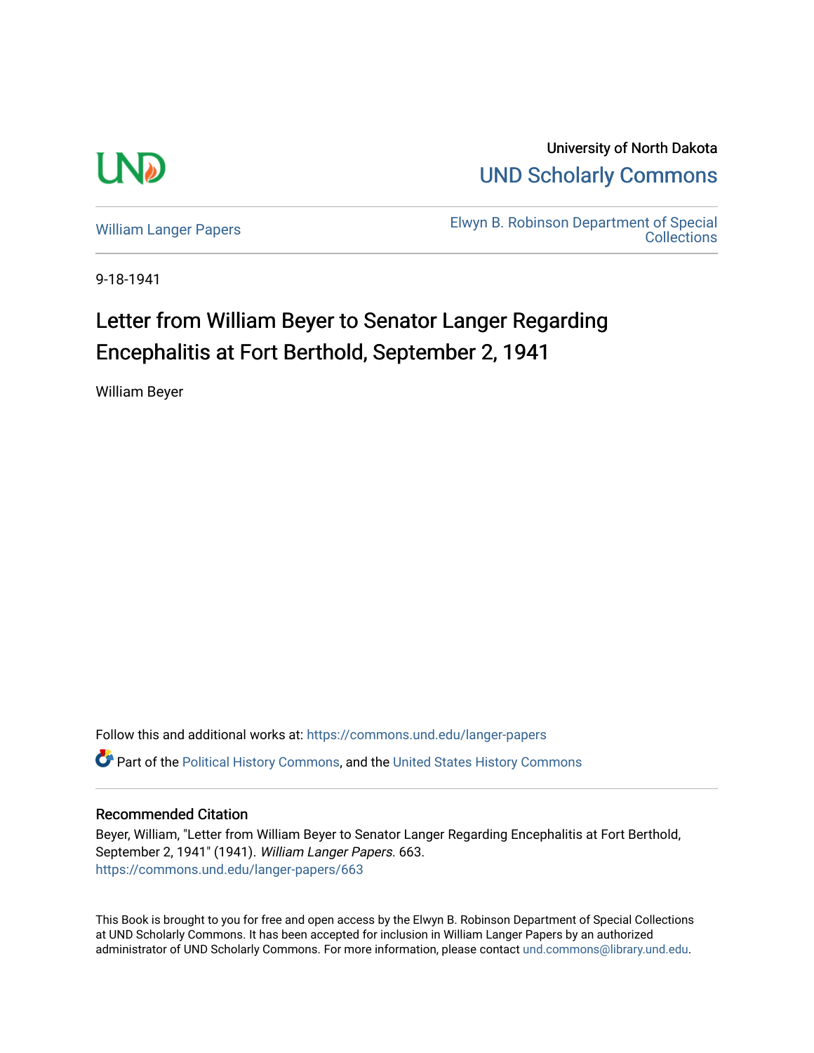University of North Dakota

UND Scholarly Commons

William Langer Papers

Elwyn B. Robinson Department of Special Collections

9-18-1941

# Letter from William Beyer to Senator Langer Regarding Encephalitis at Fort Berthold, September 2, 1941

William Beyer

Follow this and additional works at: https://commons.und.edu/langer-papers

Part of the Political History Commons, and the United States History Commons

## Recommended Citation

Beyer, William, "Letter from William Beyer to Senator Langer Regarding Encephalitis at Fort Berthold, September 2, 1941" (1941). *William Langer Papers*. 663.
https://commons.und.edu/langer-papers/663

This Book is brought to you for free and open access by the Elwyn B. Robinson Department of Special Collections at UND Scholarly Commons. It has been accepted for inclusion in William Langer Papers by an authorized administrator of UND Scholarly Commons. For more information, please contact und.commons@library.und.edu.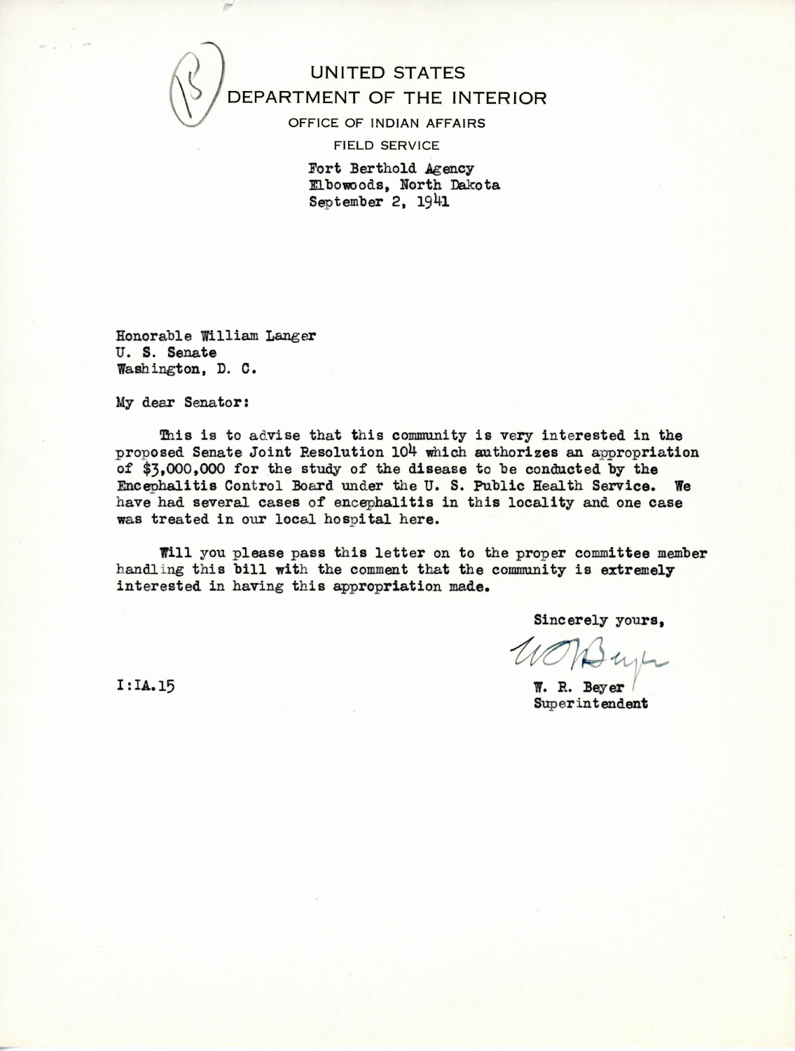(13)

UNITED STATES
DEPARTMENT OF THE INTERIOR
OFFICE OF INDIAN AFFAIRS
FIELD SERVICE

Fort Berthold Agency
Elbowoods, North Dakota
September 2, 1941

Honorable William Langer
U. S. Senate
Washington, D. C.

My dear Senator:

This is to advise that this community is very interested in the proposed Senate Joint Resolution 104 which authorizes an appropriation of $3,000,000 for the study of the disease to be conducted by the Encephalitis Control Board under the U. S. Public Health Service. We have had several cases of encephalitis in this locality and one case was treated in our local hospital here.

Will you please pass this letter on to the proper committee member handling this bill with the comment that the community is extremely interested in having this appropriation made.

Sincerely yours,

W. R. Beyer
Superintendent

I:IA.15